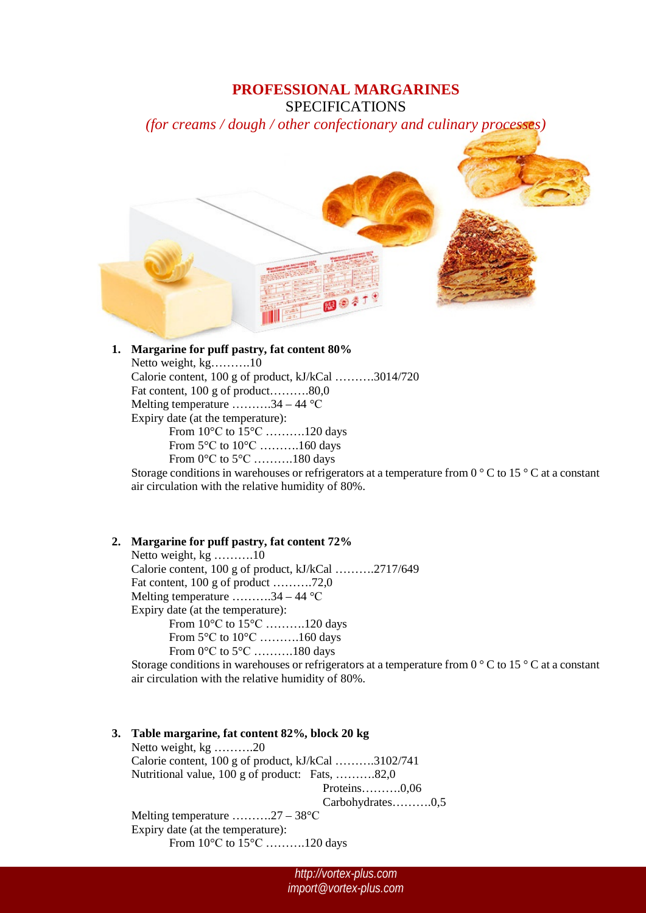# PROFESSIONAL MARGARINES

SPECIFICATIONS

*(for creams / dough / other confectionary and culinary processes)*

1. **Margarine for puff pastry, fat content 80%**

   Netto weight, kg……….10

   Calorie content, 100 g of product, kJ/kCal ……….3014/720

   Fat content, 100 g of product……….80,0

   Melting temperature ……….34 – 44 °C

   Expiry date (at the temperature):

   From 10°C to 15°C ……….120 days

   From 5°C to 10°C ……….160 days

   From 0°C to 5°C ……….180 days

   Storage conditions in warehouses or refrigerators at a temperature from 0 ° C to 15 ° C at a constant air circulation with the relative humidity of 80%.

2. **Margarine for puff pastry, fat content 72%**

   Netto weight, kg ……….10

   Calorie content, 100 g of product, kJ/kCal ……….2717/649

   Fat content, 100 g of product ……….72,0

   Melting temperature ……….34 – 44 °C

   Expiry date (at the temperature):

   From 10°C to 15°C ……….120 days

   From 5°C to 10°C ……….160 days

   From 0°C to 5°C ……….180 days

   Storage conditions in warehouses or refrigerators at a temperature from 0 ° C to 15 ° C at a constant air circulation with the relative humidity of 80%.

3. **Table margarine, fat content 82%, block 20 kg**

   Netto weight, kg ……….20

   Calorie content, 100 g of product, kJ/kCal ……….3102/741

   Nutritional value, 100 g of product: Fats, ……….82,0

   Proteins……….0,06

   Carbohydrates……….0,5

   Melting temperature ……….27 – 38°C

   Expiry date (at the temperature):

   From 10°C to 15°C ……….120 days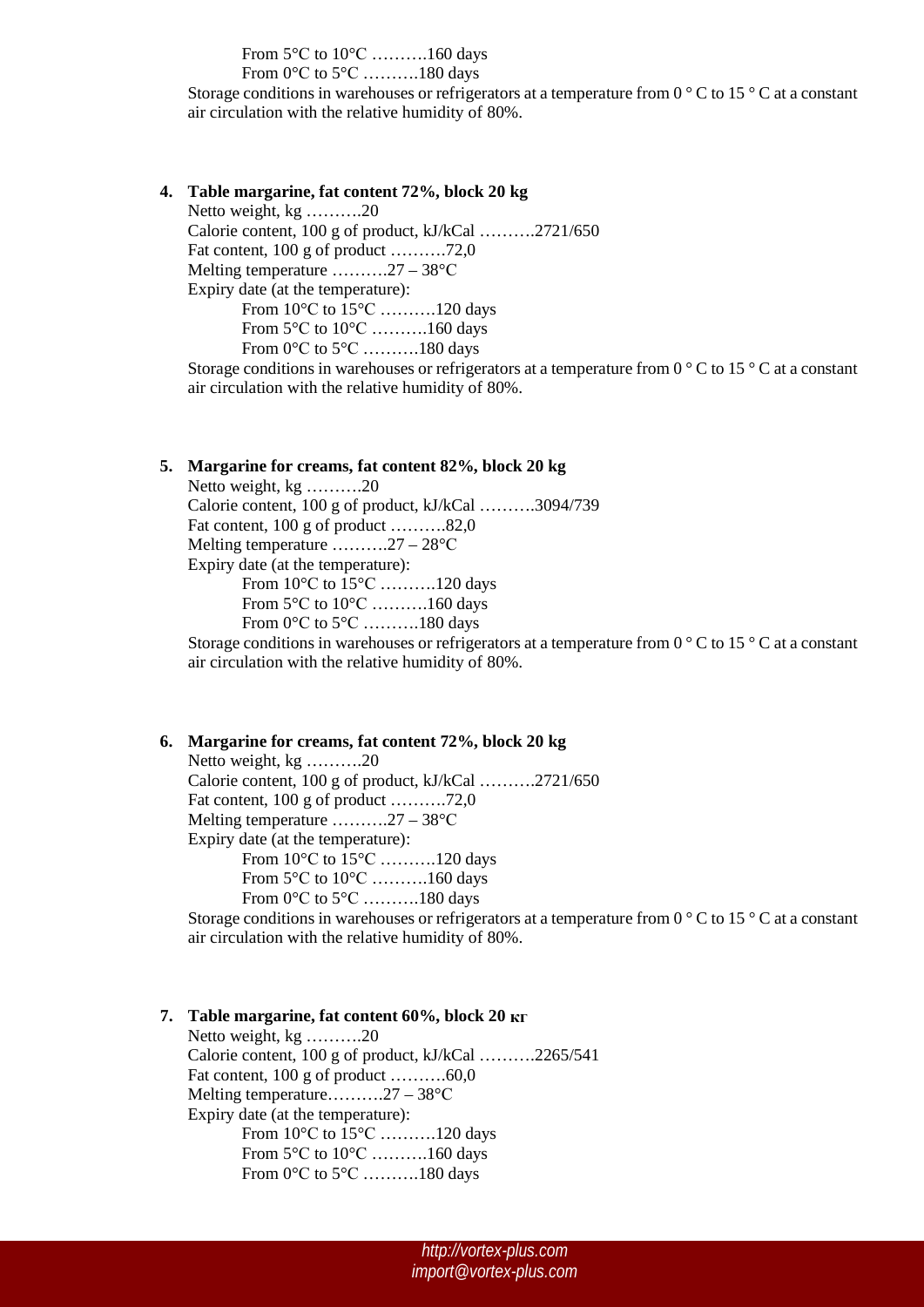From 5°C to 10°C ……….160 days
From 0°C to 5°C ……….180 days

Storage conditions in warehouses or refrigerators at a temperature from 0 ° C to 15 ° C at a constant air circulation with the relative humidity of 80%.

4. **Table margarine, fat content 72%, block 20 kg**

Netto weight, kg ……….20
Calorie content, 100 g of product, kJ/kCal ……….2721/650
Fat content, 100 g of product ……….72,0
Melting temperature ……….27 – 38°C
Expiry date (at the temperature):
From 10°C to 15°C ……….120 days
From 5°C to 10°C ……….160 days
From 0°C to 5°C ……….180 days

Storage conditions in warehouses or refrigerators at a temperature from 0 ° C to 15 ° C at a constant air circulation with the relative humidity of 80%.

5. **Margarine for creams, fat content 82%, block 20 kg**

Netto weight, kg ……….20
Calorie content, 100 g of product, kJ/kCal ……….3094/739
Fat content, 100 g of product ……….82,0
Melting temperature ……….27 – 28°C
Expiry date (at the temperature):
From 10°C to 15°C ……….120 days
From 5°C to 10°C ……….160 days
From 0°C to 5°C ……….180 days

Storage conditions in warehouses or refrigerators at a temperature from 0 ° C to 15 ° C at a constant air circulation with the relative humidity of 80%.

6. **Margarine for creams, fat content 72%, block 20 kg**

Netto weight, kg ……….20
Calorie content, 100 g of product, kJ/kCal ……….2721/650
Fat content, 100 g of product ……….72,0
Melting temperature ……….27 – 38°C
Expiry date (at the temperature):
From 10°C to 15°C ……….120 days
From 5°C to 10°C ……….160 days
From 0°C to 5°C ……….180 days

Storage conditions in warehouses or refrigerators at a temperature from 0 ° C to 15 ° C at a constant air circulation with the relative humidity of 80%.

7. **Table margarine, fat content 60%, block 20 кг**

Netto weight, kg ……….20
Calorie content, 100 g of product, kJ/kCal ……….2265/541
Fat content, 100 g of product ……….60,0
Melting temperature……….27 – 38°C
Expiry date (at the temperature):
From 10°C to 15°C ……….120 days
From 5°C to 10°C ……….160 days
From 0°C to 5°C ……….180 days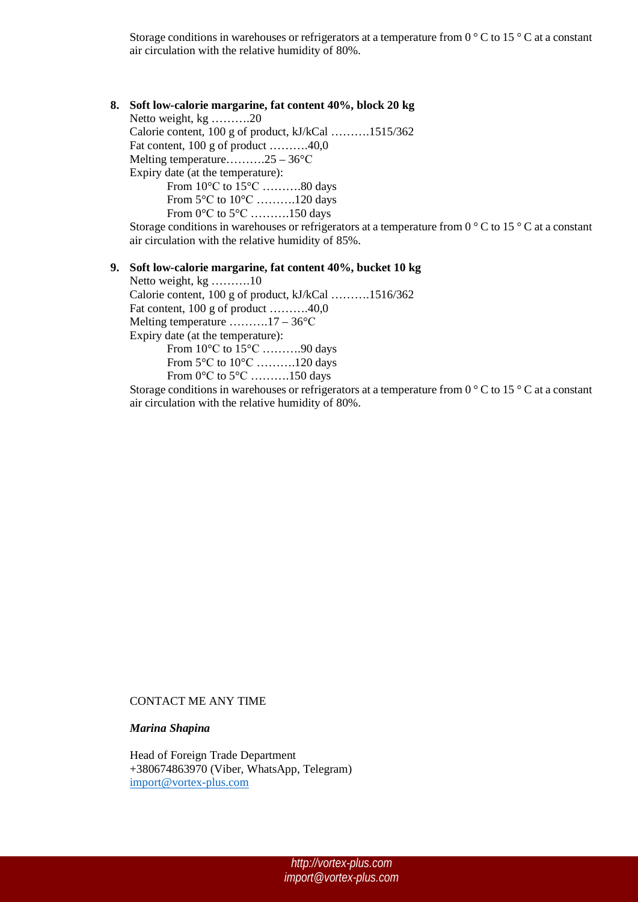Storage conditions in warehouses or refrigerators at a temperature from 0 ° C to 15 ° C at a constant air circulation with the relative humidity of 80%.

8. **Soft low-calorie margarine, fat content 40%, block 20 kg**

   Netto weight, kg ……….20
   Calorie content, 100 g of product, kJ/kCal ……….1515/362
   Fat content, 100 g of product ……….40,0
   Melting temperature……….25 – 36°C
   Expiry date (at the temperature):
   - From 10°C to 15°C ……….80 days
   - From 5°C to 10°C ……….120 days
   - From 0°C to 5°C ……….150 days

   Storage conditions in warehouses or refrigerators at a temperature from 0 ° C to 15 ° C at a constant air circulation with the relative humidity of 85%.

9. **Soft low-calorie margarine, fat content 40%, bucket 10 kg**

   Netto weight, kg ……….10
   Calorie content, 100 g of product, kJ/kCal ……….1516/362
   Fat content, 100 g of product ……….40,0
   Melting temperature ……….17 – 36°C
   Expiry date (at the temperature):
   - From 10°C to 15°C ……….90 days
   - From 5°C to 10°C ……….120 days
   - From 0°C to 5°C ……….150 days

   Storage conditions in warehouses or refrigerators at a temperature from 0 ° C to 15 ° C at a constant air circulation with the relative humidity of 80%.

CONTACT ME ANY TIME

***Marina Shapina***

Head of Foreign Trade Department
+380674863970 (Viber, WhatsApp, Telegram)
import@vortex-plus.com

*http://vortex-plus.com*
*import@vortex-plus.com*